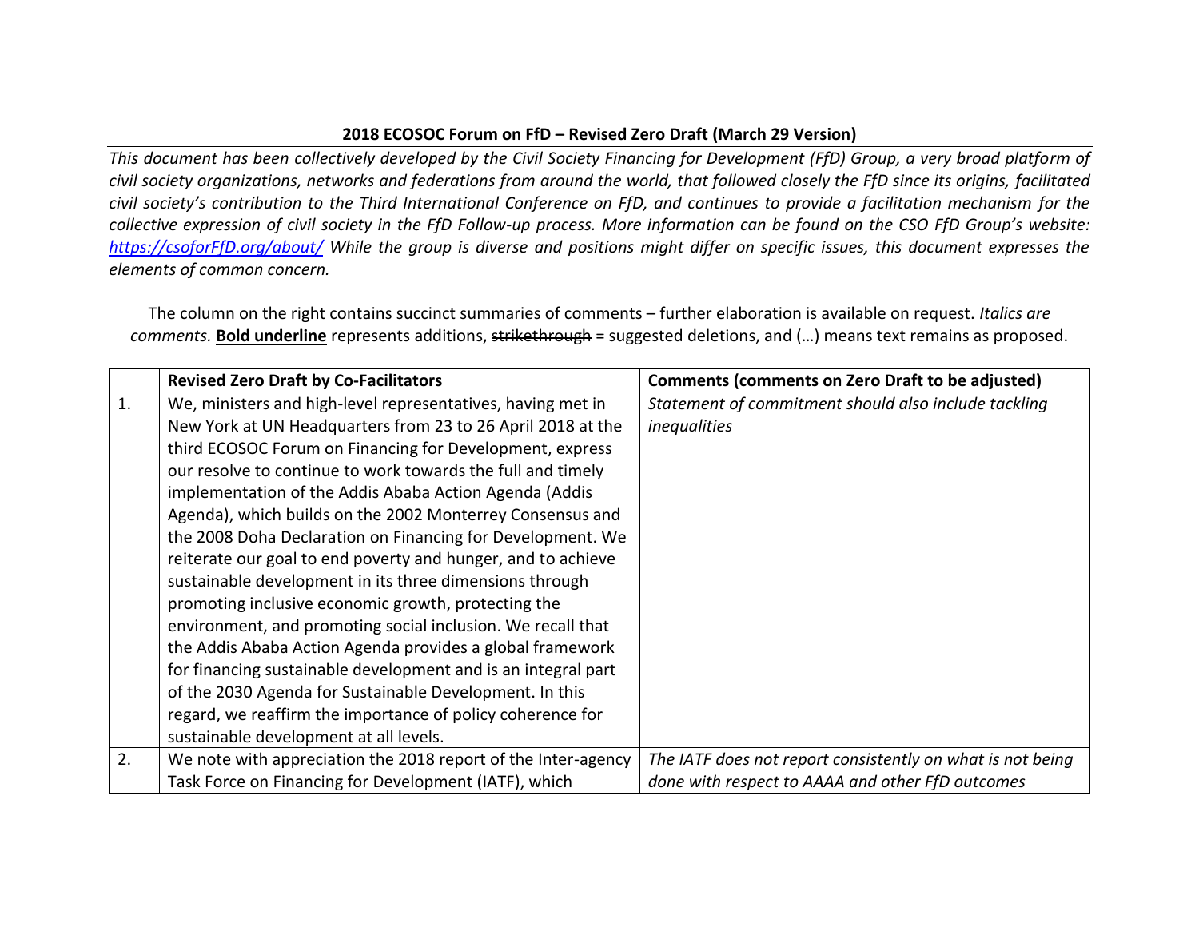**2018 ECOSOC Forum on FfD – Revised Zero Draft (March 29 Version)**

*This document has been collectively developed by the Civil Society Financing for Development (FfD) Group, a very broad platform of civil society organizations, networks and federations from around the world, that followed closely the FfD since its origins, facilitated civil society's contribution to the Third International Conference on FfD, and continues to provide a facilitation mechanism for the collective expression of civil society in the FfD Follow-up process. More information can be found on the CSO FfD Group's website: [https://csoforFfD.org/about/](https://csoforFfD.org/about/) While the group is diverse and positions might differ on specific issues, this document expresses the elements of common concern.*

The column on the right contains succinct summaries of comments – further elaboration is available on request. *Italics are comments.* **<u>Bold underline</u>** represents additions, ~~strikethrough~~ = suggested deletions, and (…) means text remains as proposed.

| | **Revised Zero Draft by Co-Facilitators** | **Comments (comments on Zero Draft to be adjusted)** |
|---|---|---|
| 1. | We, ministers and high-level representatives, having met in New York at UN Headquarters from 23 to 26 April 2018 at the third ECOSOC Forum on Financing for Development, express our resolve to continue to work towards the full and timely implementation of the Addis Ababa Action Agenda (Addis Agenda), which builds on the 2002 Monterrey Consensus and the 2008 Doha Declaration on Financing for Development. We reiterate our goal to end poverty and hunger, and to achieve sustainable development in its three dimensions through promoting inclusive economic growth, protecting the environment, and promoting social inclusion. We recall that the Addis Ababa Action Agenda provides a global framework for financing sustainable development and is an integral part of the 2030 Agenda for Sustainable Development. In this regard, we reaffirm the importance of policy coherence for sustainable development at all levels. | *Statement of commitment should also include tackling inequalities* |
| 2. | We note with appreciation the 2018 report of the Inter-agency Task Force on Financing for Development (IATF), which | *The IATF does not report consistently on what is not being done with respect to AAAA and other FfD outcomes* |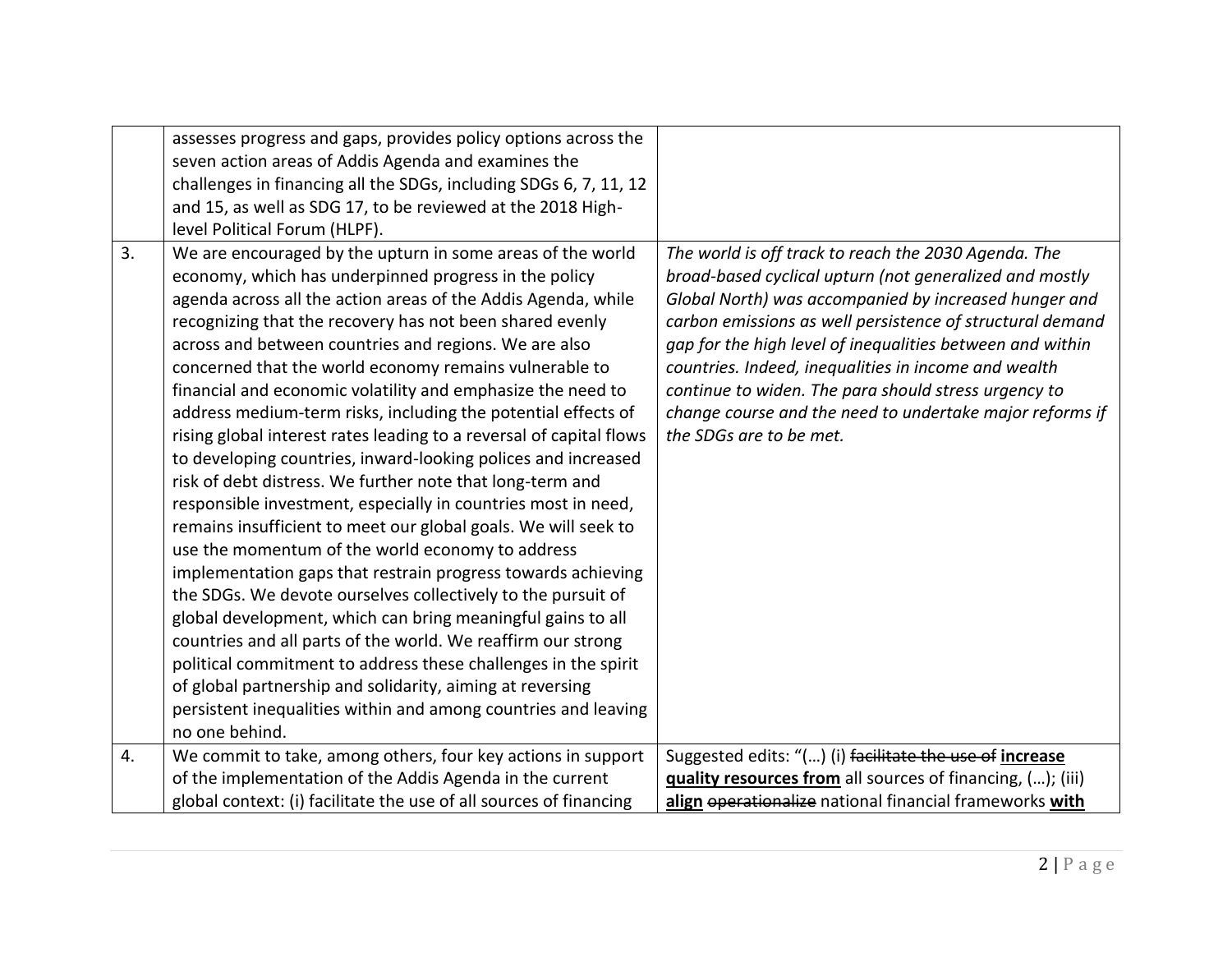| | | |
|---|---|---|
| | assesses progress and gaps, provides policy options across the seven action areas of Addis Agenda and examines the challenges in financing all the SDGs, including SDGs 6, 7, 11, 12 and 15, as well as SDG 17, to be reviewed at the 2018 High-level Political Forum (HLPF). | |
| 3. | We are encouraged by the upturn in some areas of the world economy, which has underpinned progress in the policy agenda across all the action areas of the Addis Agenda, while recognizing that the recovery has not been shared evenly across and between countries and regions. We are also concerned that the world economy remains vulnerable to financial and economic volatility and emphasize the need to address medium-term risks, including the potential effects of rising global interest rates leading to a reversal of capital flows to developing countries, inward-looking polices and increased risk of debt distress. We further note that long-term and responsible investment, especially in countries most in need, remains insufficient to meet our global goals. We will seek to use the momentum of the world economy to address implementation gaps that restrain progress towards achieving the SDGs. We devote ourselves collectively to the pursuit of global development, which can bring meaningful gains to all countries and all parts of the world. We reaffirm our strong political commitment to address these challenges in the spirit of global partnership and solidarity, aiming at reversing persistent inequalities within and among countries and leaving no one behind. | *The world is off track to reach the 2030 Agenda. The broad-based cyclical upturn (not generalized and mostly Global North) was accompanied by increased hunger and carbon emissions as well persistence of structural demand gap for the high level of inequalities between and within countries. Indeed, inequalities in income and wealth continue to widen. The para should stress urgency to change course and the need to undertake major reforms if the SDGs are to be met.* |
| 4. | We commit to take, among others, four key actions in support of the implementation of the Addis Agenda in the current global context: (i) facilitate the use of all sources of financing | Suggested edits: "(…) (i) ~~facilitate the use of~~ **increase quality resources from** all sources of financing, (…); (iii) **align** ~~operationalize~~ national financial frameworks **with** |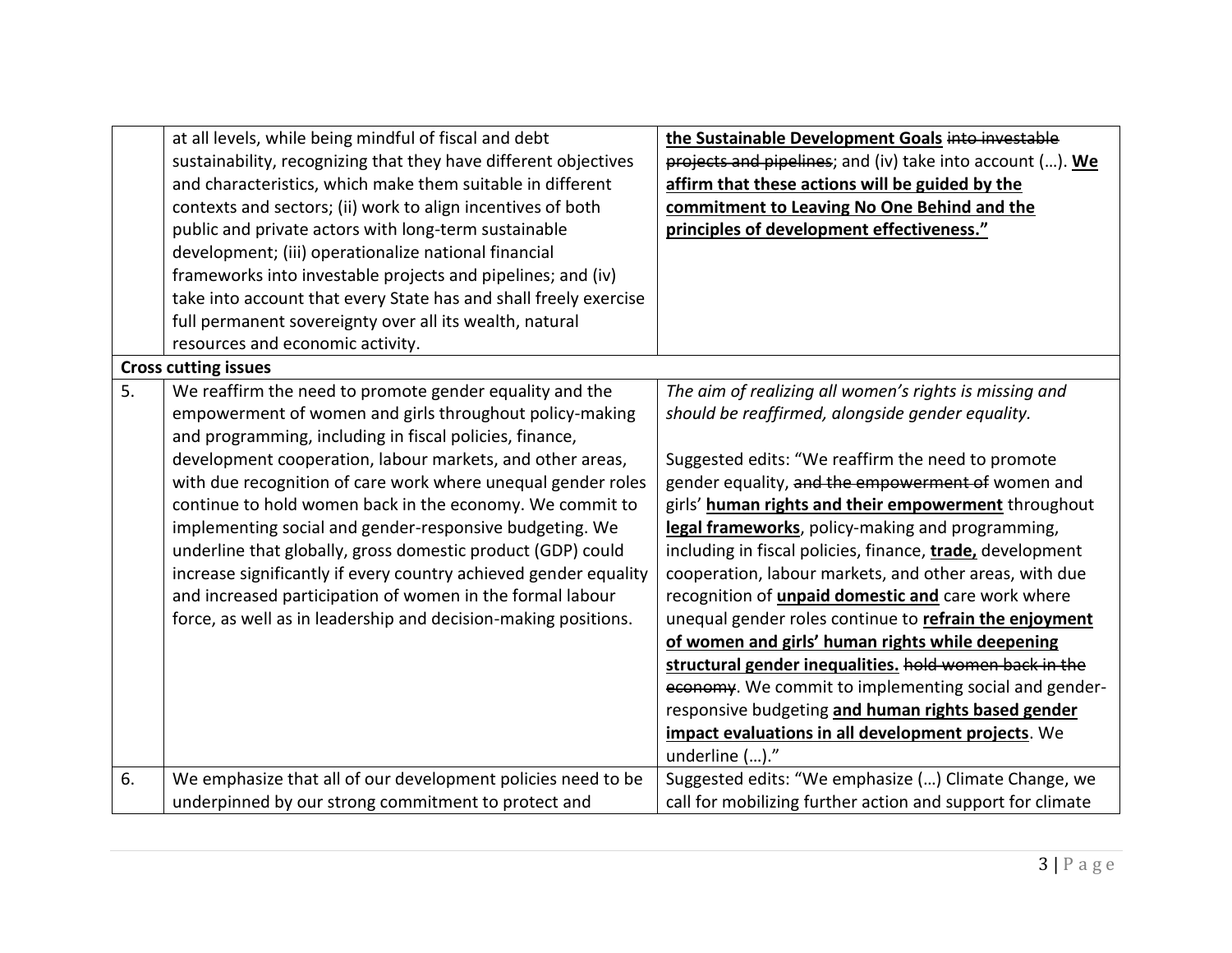| | | |
|---|---|---|
| | at all levels, while being mindful of fiscal and debt sustainability, recognizing that they have different objectives and characteristics, which make them suitable in different contexts and sectors; (ii) work to align incentives of both public and private actors with long-term sustainable development; (iii) operationalize national financial frameworks into investable projects and pipelines; and (iv) take into account that every State has and shall freely exercise full permanent sovereignty over all its wealth, natural resources and economic activity. | **the Sustainable Development Goals** ~~into investable projects and pipelines~~; and (iv) take into account (…). **We affirm that these actions will be guided by the commitment to Leaving No One Behind and the principles of development effectiveness."** |
| **Cross cutting issues** | | |
| 5. | We reaffirm the need to promote gender equality and the empowerment of women and girls throughout policy-making and programming, including in fiscal policies, finance, development cooperation, labour markets, and other areas, with due recognition of care work where unequal gender roles continue to hold women back in the economy. We commit to implementing social and gender-responsive budgeting. We underline that globally, gross domestic product (GDP) could increase significantly if every country achieved gender equality and increased participation of women in the formal labour force, as well as in leadership and decision-making positions. | *The aim of realizing all women's rights is missing and should be reaffirmed, alongside gender equality.*<br><br>Suggested edits: "We reaffirm the need to promote gender equality, ~~and the empowerment of~~ women and girls' **human rights and their empowerment** throughout **legal frameworks**, policy-making and programming, including in fiscal policies, finance, **trade,** development cooperation, labour markets, and other areas, with due recognition of **unpaid domestic and** care work where unequal gender roles continue to **refrain the enjoyment of women and girls' human rights while deepening structural gender inequalities.** ~~hold women back in the economy~~. We commit to implementing social and gender-responsive budgeting **and human rights based gender impact evaluations in all development projects**. We underline (…)." |
| 6. | We emphasize that all of our development policies need to be underpinned by our strong commitment to protect and | Suggested edits: "We emphasize (…) Climate Change, we call for mobilizing further action and support for climate |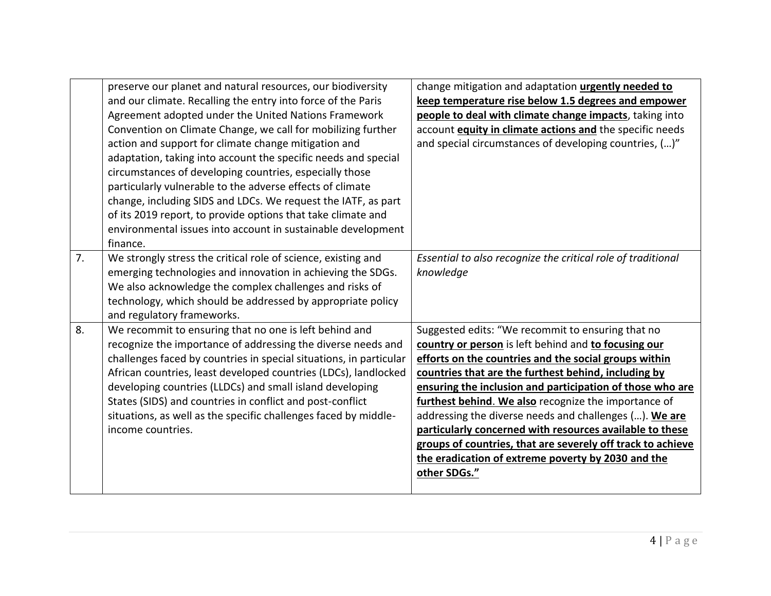| | | |
|---|---|---|
| | preserve our planet and natural resources, our biodiversity and our climate. Recalling the entry into force of the Paris Agreement adopted under the United Nations Framework Convention on Climate Change, we call for mobilizing further action and support for climate change mitigation and adaptation, taking into account the specific needs and special circumstances of developing countries, especially those particularly vulnerable to the adverse effects of climate change, including SIDS and LDCs. We request the IATF, as part of its 2019 report, to provide options that take climate and environmental issues into account in sustainable development finance. | change mitigation and adaptation **<u>urgently needed to keep temperature rise below 1.5 degrees and empower people to deal with climate change impacts</u>**, taking into account **<u>equity in climate actions and</u>** the specific needs and special circumstances of developing countries, (…)" |
| 7. | We strongly stress the critical role of science, existing and emerging technologies and innovation in achieving the SDGs. We also acknowledge the complex challenges and risks of technology, which should be addressed by appropriate policy and regulatory frameworks. | *Essential to also recognize the critical role of traditional knowledge* |
| 8. | We recommit to ensuring that no one is left behind and recognize the importance of addressing the diverse needs and challenges faced by countries in special situations, in particular African countries, least developed countries (LDCs), landlocked developing countries (LLDCs) and small island developing States (SIDS) and countries in conflict and post-conflict situations, as well as the specific challenges faced by middle-income countries. | Suggested edits: "We recommit to ensuring that no **<u>country or person</u>** is left behind and **<u>to focusing our efforts on the countries and the social groups within countries that are the furthest behind, including by ensuring the inclusion and participation of those who are furthest behind</u>**. **<u>We also</u>** recognize the importance of addressing the diverse needs and challenges (…). **<u>We are particularly concerned with resources available to these groups of countries, that are severely off track to achieve the eradication of extreme poverty by 2030 and the other SDGs."</u>** |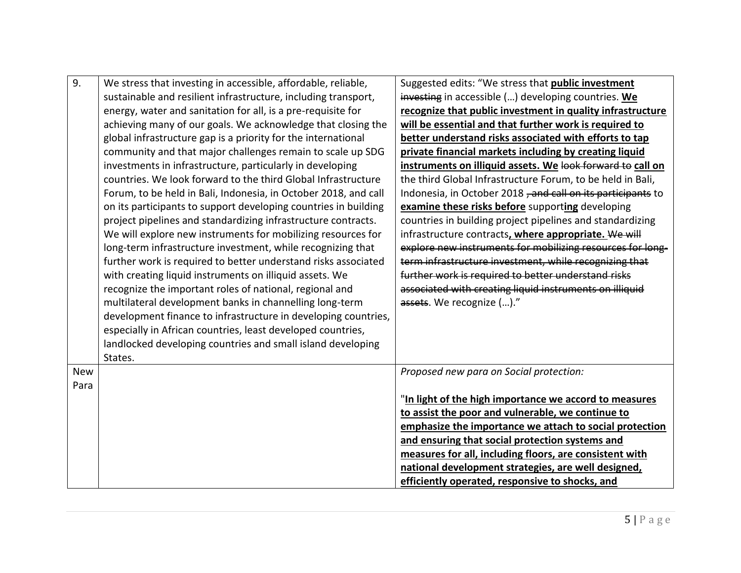| 9. | We stress that investing in accessible, affordable, reliable, sustainable and resilient infrastructure, including transport, energy, water and sanitation for all, is a pre-requisite for achieving many of our goals. We acknowledge that closing the global infrastructure gap is a priority for the international community and that major challenges remain to scale up SDG investments in infrastructure, particularly in developing countries. We look forward to the third Global Infrastructure Forum, to be held in Bali, Indonesia, in October 2018, and call on its participants to support developing countries in building project pipelines and standardizing infrastructure contracts. We will explore new instruments for mobilizing resources for long-term infrastructure investment, while recognizing that further work is required to better understand risks associated with creating liquid instruments on illiquid assets. We recognize the important roles of national, regional and multilateral development banks in channelling long-term development finance to infrastructure in developing countries, especially in African countries, least developed countries, landlocked developing countries and small island developing States. | Suggested edits: "We stress that **public investment** ~~investing~~ in accessible (…) developing countries. **We recognize that public investment in quality infrastructure will be essential and that further work is required to better understand risks associated with efforts to tap private financial markets including by creating liquid instruments on illiquid assets. We** ~~look forward to~~ **call on** the third Global Infrastructure Forum, to be held in Bali, Indonesia, in October 2018 ~~, and call on its participants~~ to **examine these risks before** support**ing** developing countries in building project pipelines and standardizing infrastructure contracts**, where appropriate.** ~~We will explore new instruments for mobilizing resources for long-term infrastructure investment, while recognizing that further work is required to better understand risks associated with creating liquid instruments on illiquid assets~~. We recognize (…)." |
|---|---|---|
| New Para | | *Proposed new para on Social protection:*<br><br>"**In light of the high importance we accord to measures to assist the poor and vulnerable, we continue to emphasize the importance we attach to social protection and ensuring that social protection systems and measures for all, including floors, are consistent with national development strategies, are well designed, efficiently operated, responsive to shocks, and** |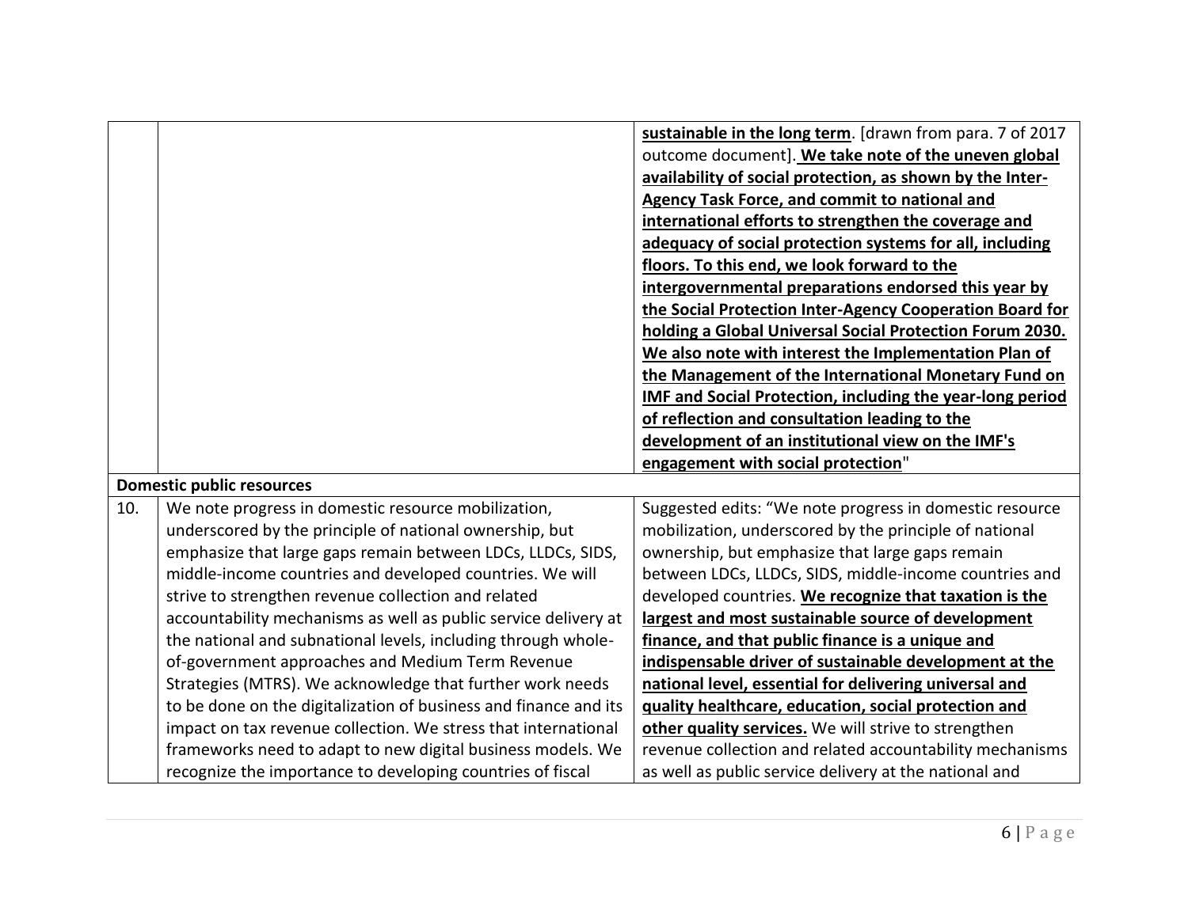| | | |
|---|---|---|
| | | **sustainable in the long term**. [drawn from para. 7 of 2017 outcome document]. **We take note of the uneven global availability of social protection, as shown by the Inter-Agency Task Force, and commit to national and international efforts to strengthen the coverage and adequacy of social protection systems for all, including floors. To this end, we look forward to the intergovernmental preparations endorsed this year by the Social Protection Inter-Agency Cooperation Board for holding a Global Universal Social Protection Forum 2030. We also note with interest the Implementation Plan of the Management of the International Monetary Fund on IMF and Social Protection, including the year-long period of reflection and consultation leading to the development of an institutional view on the IMF's engagement with social protection**" |
| **Domestic public resources** | | |
| 10. | We note progress in domestic resource mobilization, underscored by the principle of national ownership, but emphasize that large gaps remain between LDCs, LLDCs, SIDS, middle-income countries and developed countries. We will strive to strengthen revenue collection and related accountability mechanisms as well as public service delivery at the national and subnational levels, including through whole-of-government approaches and Medium Term Revenue Strategies (MTRS). We acknowledge that further work needs to be done on the digitalization of business and finance and its impact on tax revenue collection. We stress that international frameworks need to adapt to new digital business models. We recognize the importance to developing countries of fiscal | Suggested edits: "We note progress in domestic resource mobilization, underscored by the principle of national ownership, but emphasize that large gaps remain between LDCs, LLDCs, SIDS, middle-income countries and developed countries. **We recognize that taxation is the largest and most sustainable source of development finance, and that public finance is a unique and indispensable driver of sustainable development at the national level, essential for delivering universal and quality healthcare, education, social protection and other quality services.** We will strive to strengthen revenue collection and related accountability mechanisms as well as public service delivery at the national and |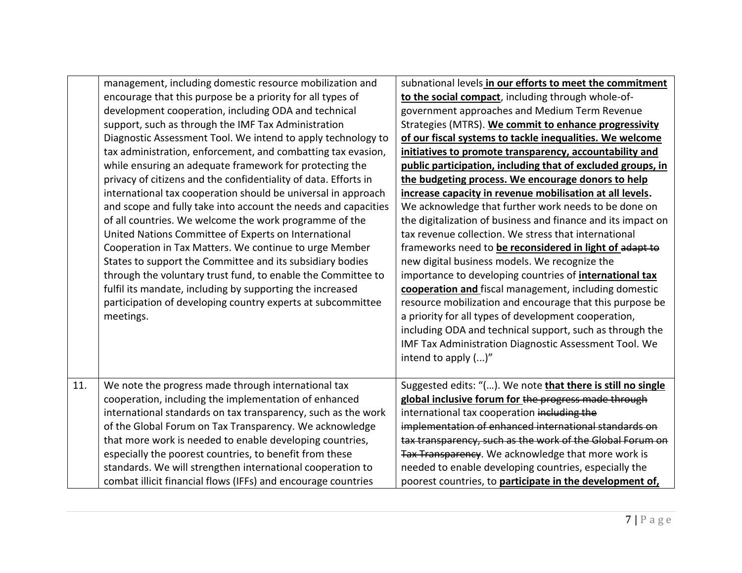| | | |
|---|---|---|
| | management, including domestic resource mobilization and encourage that this purpose be a priority for all types of development cooperation, including ODA and technical support, such as through the IMF Tax Administration Diagnostic Assessment Tool. We intend to apply technology to tax administration, enforcement, and combatting tax evasion, while ensuring an adequate framework for protecting the privacy of citizens and the confidentiality of data. Efforts in international tax cooperation should be universal in approach and scope and fully take into account the needs and capacities of all countries. We welcome the work programme of the United Nations Committee of Experts on International Cooperation in Tax Matters. We continue to urge Member States to support the Committee and its subsidiary bodies through the voluntary trust fund, to enable the Committee to fulfil its mandate, including by supporting the increased participation of developing country experts at subcommittee meetings. | subnational levels **<u>in our efforts to meet the commitment to the social compact</u>**, including through whole-of-government approaches and Medium Term Revenue Strategies (MTRS). **<u>We commit to enhance progressivity of our fiscal systems to tackle inequalities. We welcome initiatives to promote transparency, accountability and public participation, including that of excluded groups, in the budgeting process. We encourage donors to help increase capacity in revenue mobilisation at all levels</u>.** We acknowledge that further work needs to be done on the digitalization of business and finance and its impact on tax revenue collection. We stress that international frameworks need to **<u>be reconsidered in light of</u>** ~~adapt to~~ new digital business models. We recognize the importance to developing countries of **<u>international tax cooperation and</u>** fiscal management, including domestic resource mobilization and encourage that this purpose be a priority for all types of development cooperation, including ODA and technical support, such as through the IMF Tax Administration Diagnostic Assessment Tool. We intend to apply (...)" |
| 11. | We note the progress made through international tax cooperation, including the implementation of enhanced international standards on tax transparency, such as the work of the Global Forum on Tax Transparency. We acknowledge that more work is needed to enable developing countries, especially the poorest countries, to benefit from these standards. We will strengthen international cooperation to combat illicit financial flows (IFFs) and encourage countries | Suggested edits: "(…). We note **<u>that there is still no single global inclusive forum for</u>** ~~the progress made through~~ international tax cooperation ~~including the implementation of enhanced international standards on tax transparency, such as the work of the Global Forum on Tax Transparency~~. We acknowledge that more work is needed to enable developing countries, especially the poorest countries, to **<u>participate in the development of,</u>** |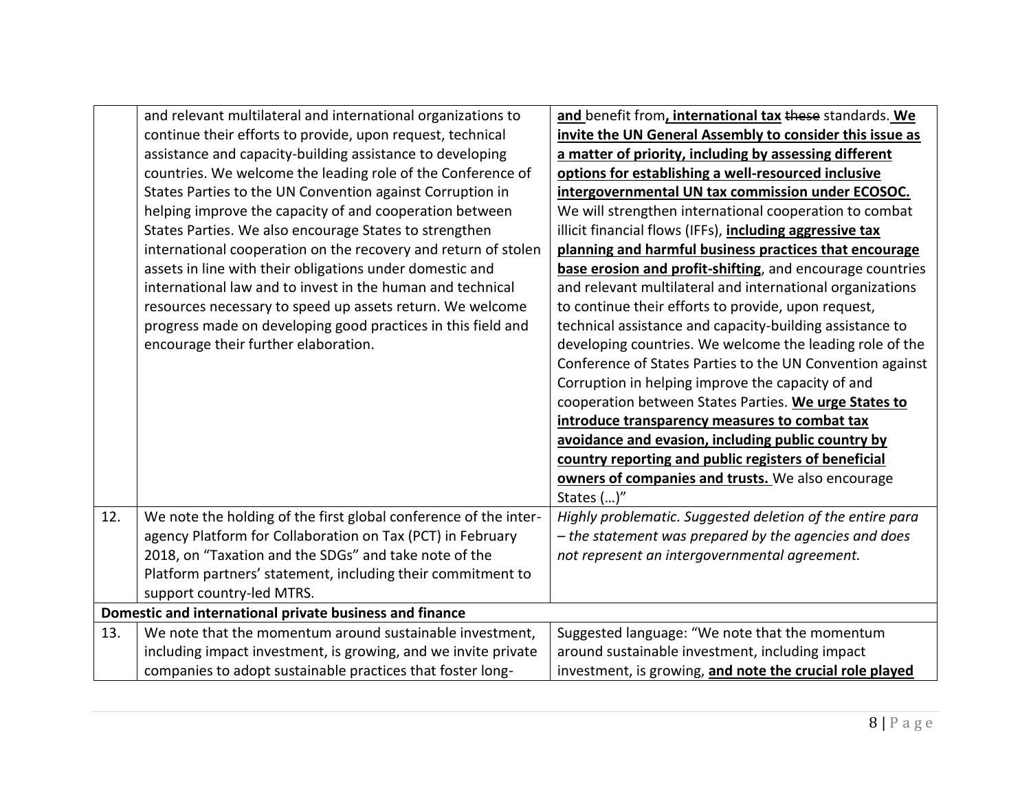| | | |
|---|---|---|
| | and relevant multilateral and international organizations to continue their efforts to provide, upon request, technical assistance and capacity-building assistance to developing countries. We welcome the leading role of the Conference of States Parties to the UN Convention against Corruption in helping improve the capacity of and cooperation between States Parties. We also encourage States to strengthen international cooperation on the recovery and return of stolen assets in line with their obligations under domestic and international law and to invest in the human and technical resources necessary to speed up assets return. We welcome progress made on developing good practices in this field and encourage their further elaboration. | **and** benefit from**, international tax** ~~these~~ standards. **We invite the UN General Assembly to consider this issue as a matter of priority, including by assessing different options for establishing a well-resourced inclusive intergovernmental UN tax commission under ECOSOC.** We will strengthen international cooperation to combat illicit financial flows (IFFs), **including aggressive tax planning and harmful business practices that encourage base erosion and profit-shifting**, and encourage countries and relevant multilateral and international organizations to continue their efforts to provide, upon request, technical assistance and capacity-building assistance to developing countries. We welcome the leading role of the Conference of States Parties to the UN Convention against Corruption in helping improve the capacity of and cooperation between States Parties. **We urge States to introduce transparency measures to combat tax avoidance and evasion, including public country by country reporting and public registers of beneficial owners of companies and trusts.** We also encourage States (…)" |
| 12. | We note the holding of the first global conference of the inter-agency Platform for Collaboration on Tax (PCT) in February 2018, on "Taxation and the SDGs" and take note of the Platform partners' statement, including their commitment to support country-led MTRS. | *Highly problematic. Suggested deletion of the entire para – the statement was prepared by the agencies and does not represent an intergovernmental agreement.* |
| **Domestic and international private business and finance** | | |
| 13. | We note that the momentum around sustainable investment, including impact investment, is growing, and we invite private companies to adopt sustainable practices that foster long- | Suggested language: "We note that the momentum around sustainable investment, including impact investment, is growing, **and note the crucial role played** |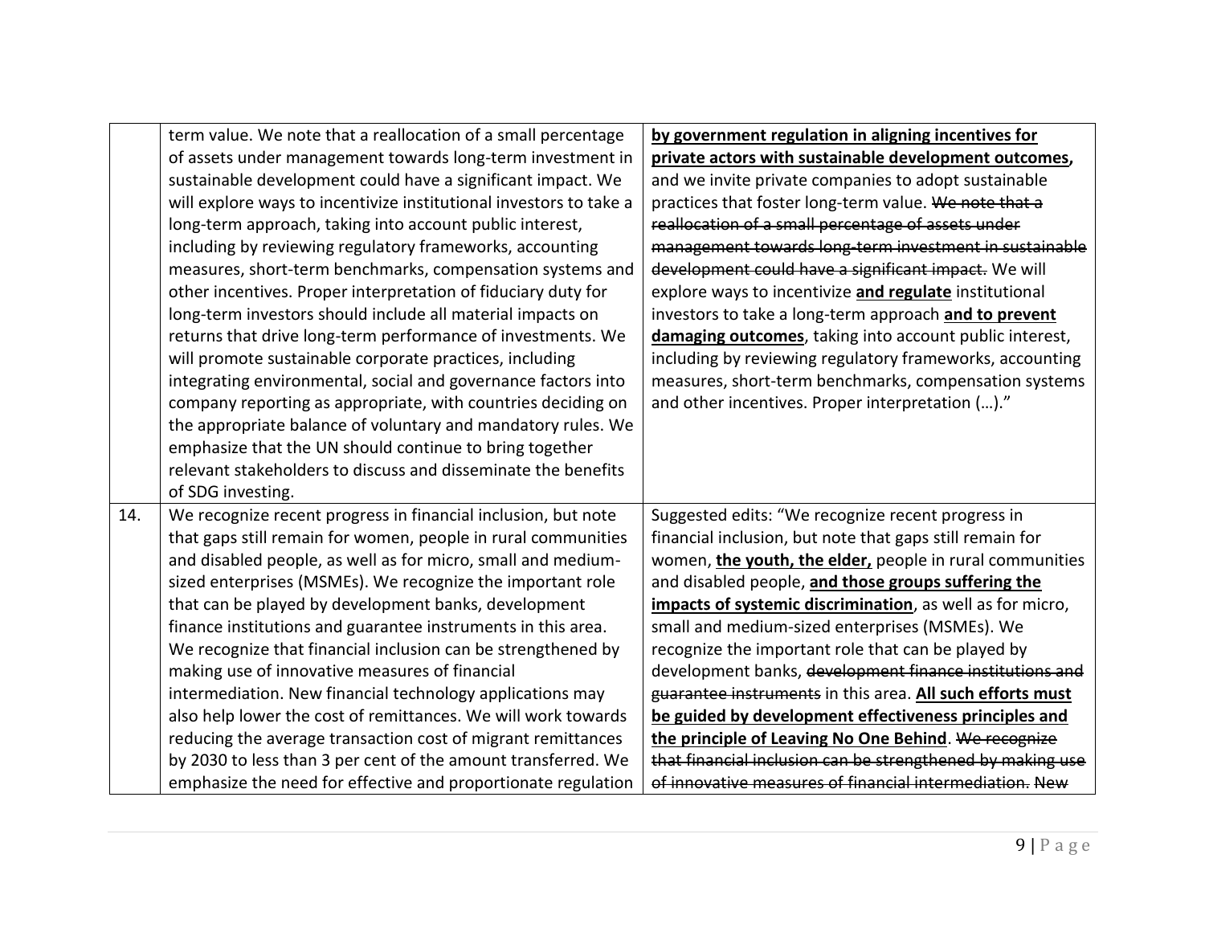| | | |
|---|---|---|
| | term value. We note that a reallocation of a small percentage of assets under management towards long-term investment in sustainable development could have a significant impact. We will explore ways to incentivize institutional investors to take a long-term approach, taking into account public interest, including by reviewing regulatory frameworks, accounting measures, short-term benchmarks, compensation systems and other incentives. Proper interpretation of fiduciary duty for long-term investors should include all material impacts on returns that drive long-term performance of investments. We will promote sustainable corporate practices, including integrating environmental, social and governance factors into company reporting as appropriate, with countries deciding on the appropriate balance of voluntary and mandatory rules. We emphasize that the UN should continue to bring together relevant stakeholders to discuss and disseminate the benefits of SDG investing. | **by government regulation in aligning incentives for private actors with sustainable development outcomes,** and we invite private companies to adopt sustainable practices that foster long-term value. ~~We note that a reallocation of a small percentage of assets under management towards long-term investment in sustainable development could have a significant impact.~~ We will explore ways to incentivize **and regulate** institutional investors to take a long-term approach **and to prevent damaging outcomes**, taking into account public interest, including by reviewing regulatory frameworks, accounting measures, short-term benchmarks, compensation systems and other incentives. Proper interpretation (…)." |
| 14. | We recognize recent progress in financial inclusion, but note that gaps still remain for women, people in rural communities and disabled people, as well as for micro, small and medium-sized enterprises (MSMEs). We recognize the important role that can be played by development banks, development finance institutions and guarantee instruments in this area. We recognize that financial inclusion can be strengthened by making use of innovative measures of financial intermediation. New financial technology applications may also help lower the cost of remittances. We will work towards reducing the average transaction cost of migrant remittances by 2030 to less than 3 per cent of the amount transferred. We emphasize the need for effective and proportionate regulation | Suggested edits: "We recognize recent progress in financial inclusion, but note that gaps still remain for women, **the youth, the elder,** people in rural communities and disabled people, **and those groups suffering the impacts of systemic discrimination**, as well as for micro, small and medium-sized enterprises (MSMEs). We recognize the important role that can be played by development banks, ~~development finance institutions and guarantee instruments~~ in this area. **All such efforts must be guided by development effectiveness principles and the principle of Leaving No One Behind**. ~~We recognize that financial inclusion can be strengthened by making use of innovative measures of financial intermediation. New~~ |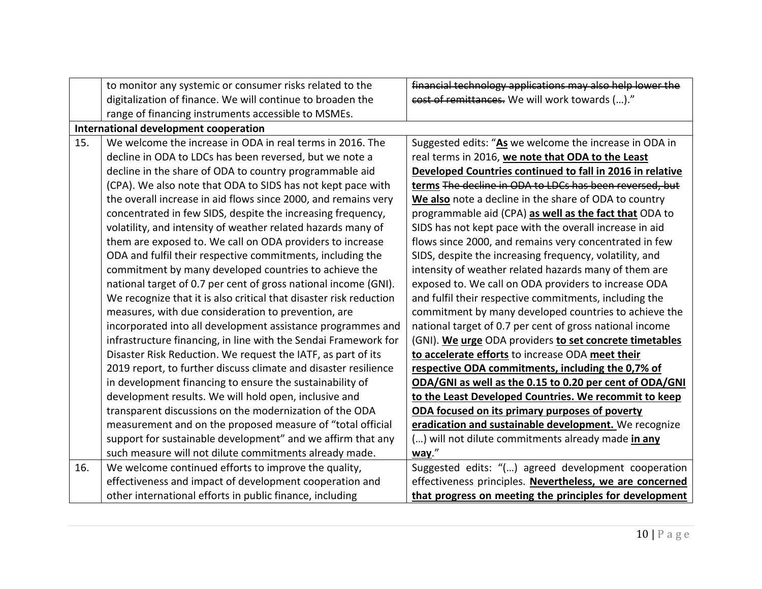| | | |
|---|---|---|
| | to monitor any systemic or consumer risks related to the digitalization of finance. We will continue to broaden the range of financing instruments accessible to MSMEs. | ~~financial technology applications may also help lower the cost of remittances.~~ We will work towards (…)." |
| **International development cooperation** | | |
| 15. | We welcome the increase in ODA in real terms in 2016. The decline in ODA to LDCs has been reversed, but we note a decline in the share of ODA to country programmable aid (CPA). We also note that ODA to SIDS has not kept pace with the overall increase in aid flows since 2000, and remains very concentrated in few SIDS, despite the increasing frequency, volatility, and intensity of weather related hazards many of them are exposed to. We call on ODA providers to increase ODA and fulfil their respective commitments, including the commitment by many developed countries to achieve the national target of 0.7 per cent of gross national income (GNI). We recognize that it is also critical that disaster risk reduction measures, with due consideration to prevention, are incorporated into all development assistance programmes and infrastructure financing, in line with the Sendai Framework for Disaster Risk Reduction. We request the IATF, as part of its 2019 report, to further discuss climate and disaster resilience in development financing to ensure the sustainability of development results. We will hold open, inclusive and transparent discussions on the modernization of the ODA measurement and on the proposed measure of "total official support for sustainable development" and we affirm that any such measure will not dilute commitments already made. | Suggested edits: "**As** we welcome the increase in ODA in real terms in 2016, **we note that ODA to the Least Developed Countries continued to fall in 2016 in relative terms** ~~The decline in ODA to LDCs has been reversed, but~~ **We also** note a decline in the share of ODA to country programmable aid (CPA) **as well as the fact that** ODA to SIDS has not kept pace with the overall increase in aid flows since 2000, and remains very concentrated in few SIDS, despite the increasing frequency, volatility, and intensity of weather related hazards many of them are exposed to. We call on ODA providers to increase ODA and fulfil their respective commitments, including the commitment by many developed countries to achieve the national target of 0.7 per cent of gross national income (GNI). **We urge** ODA providers **to set concrete timetables to accelerate efforts** to increase ODA **meet their respective ODA commitments, including the 0,7% of ODA/GNI as well as the 0.15 to 0.20 per cent of ODA/GNI to the Least Developed Countries. We recommit to keep ODA focused on its primary purposes of poverty eradication and sustainable development.** We recognize (…) will not dilute commitments already made **in any way**." |
| 16. | We welcome continued efforts to improve the quality, effectiveness and impact of development cooperation and other international efforts in public finance, including | Suggested edits: "(…) agreed development cooperation effectiveness principles. **Nevertheless, we are concerned that progress on meeting the principles for development** |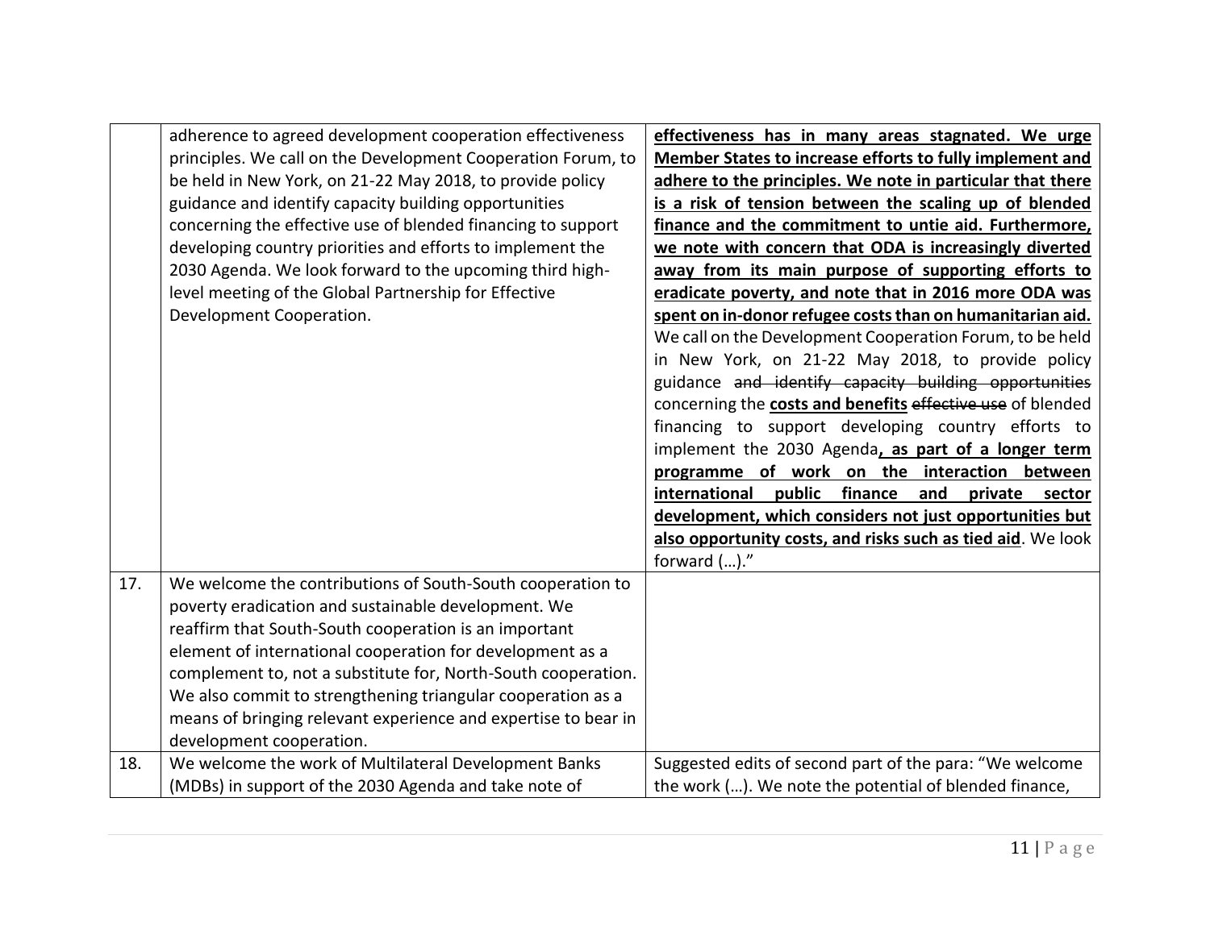| | | |
|---|---|---|
| | adherence to agreed development cooperation effectiveness principles. We call on the Development Cooperation Forum, to be held in New York, on 21-22 May 2018, to provide policy guidance and identify capacity building opportunities concerning the effective use of blended financing to support developing country priorities and efforts to implement the 2030 Agenda. We look forward to the upcoming third high-level meeting of the Global Partnership for Effective Development Cooperation. | **effectiveness has in many areas stagnated. We urge Member States to increase efforts to fully implement and adhere to the principles. We note in particular that there is a risk of tension between the scaling up of blended finance and the commitment to untie aid. Furthermore, we note with concern that ODA is increasingly diverted away from its main purpose of supporting efforts to eradicate poverty, and note that in 2016 more ODA was spent on in-donor refugee costs than on humanitarian aid.** We call on the Development Cooperation Forum, to be held in New York, on 21-22 May 2018, to provide policy guidance ~~and identify capacity building opportunities~~ concerning the **costs and benefits** ~~effective use~~ of blended financing to support developing country efforts to implement the 2030 Agenda**, as part of a longer term programme of work on the interaction between international public finance and private sector development, which considers not just opportunities but also opportunity costs, and risks such as tied aid**. We look forward (…)." |
| 17. | We welcome the contributions of South-South cooperation to poverty eradication and sustainable development. We reaffirm that South-South cooperation is an important element of international cooperation for development as a complement to, not a substitute for, North-South cooperation. We also commit to strengthening triangular cooperation as a means of bringing relevant experience and expertise to bear in development cooperation. | |
| 18. | We welcome the work of Multilateral Development Banks (MDBs) in support of the 2030 Agenda and take note of | Suggested edits of second part of the para: "We welcome the work (…). We note the potential of blended finance, |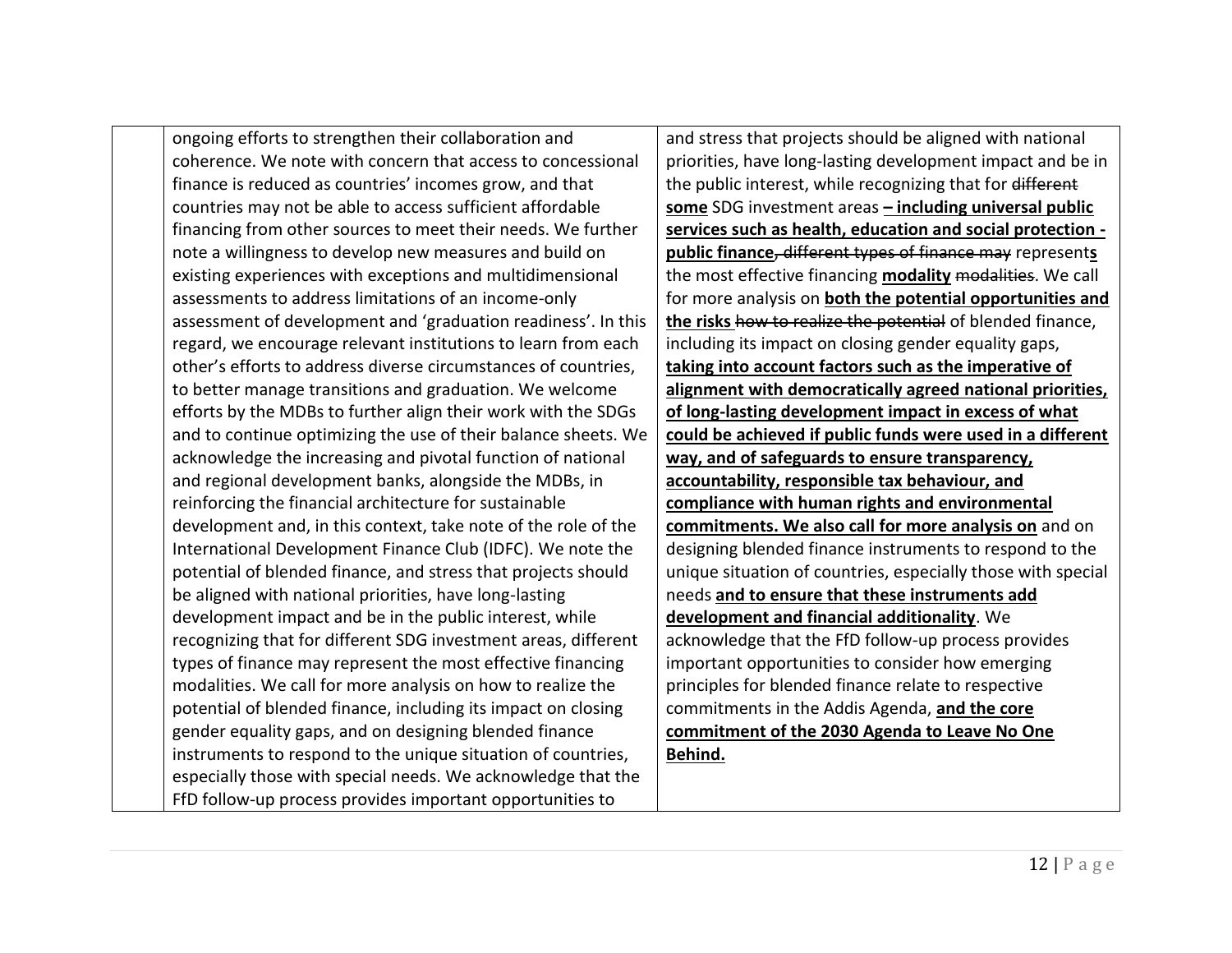| | | |
|---|---|---|
| | ongoing efforts to strengthen their collaboration and coherence. We note with concern that access to concessional finance is reduced as countries' incomes grow, and that countries may not be able to access sufficient affordable financing from other sources to meet their needs. We further note a willingness to develop new measures and build on existing experiences with exceptions and multidimensional assessments to address limitations of an income-only assessment of development and 'graduation readiness'. In this regard, we encourage relevant institutions to learn from each other's efforts to address diverse circumstances of countries, to better manage transitions and graduation. We welcome efforts by the MDBs to further align their work with the SDGs and to continue optimizing the use of their balance sheets. We acknowledge the increasing and pivotal function of national and regional development banks, alongside the MDBs, in reinforcing the financial architecture for sustainable development and, in this context, take note of the role of the International Development Finance Club (IDFC). We note the potential of blended finance, and stress that projects should be aligned with national priorities, have long-lasting development impact and be in the public interest, while recognizing that for different SDG investment areas, different types of finance may represent the most effective financing modalities. We call for more analysis on how to realize the potential of blended finance, including its impact on closing gender equality gaps, and on designing blended finance instruments to respond to the unique situation of countries, especially those with special needs. We acknowledge that the FfD follow-up process provides important opportunities to | and stress that projects should be aligned with national priorities, have long-lasting development impact and be in the public interest, while recognizing that for ~~different~~ **some** SDG investment areas **– including universal public services such as health, education and social protection - public finance**~~, different types of finance may~~ represent**s** the most effective financing **modality** ~~modalities~~. We call for more analysis on **both the potential opportunities and the risks** ~~how to realize the potential~~ of blended finance, including its impact on closing gender equality gaps, **taking into account factors such as the imperative of alignment with democratically agreed national priorities, of long-lasting development impact in excess of what could be achieved if public funds were used in a different way, and of safeguards to ensure transparency, accountability, responsible tax behaviour, and compliance with human rights and environmental commitments. We also call for more analysis on** and on designing blended finance instruments to respond to the unique situation of countries, especially those with special needs **and to ensure that these instruments add development and financial additionality**. We acknowledge that the FfD follow-up process provides important opportunities to consider how emerging principles for blended finance relate to respective commitments in the Addis Agenda, **and the core commitment of the 2030 Agenda to Leave No One Behind.** |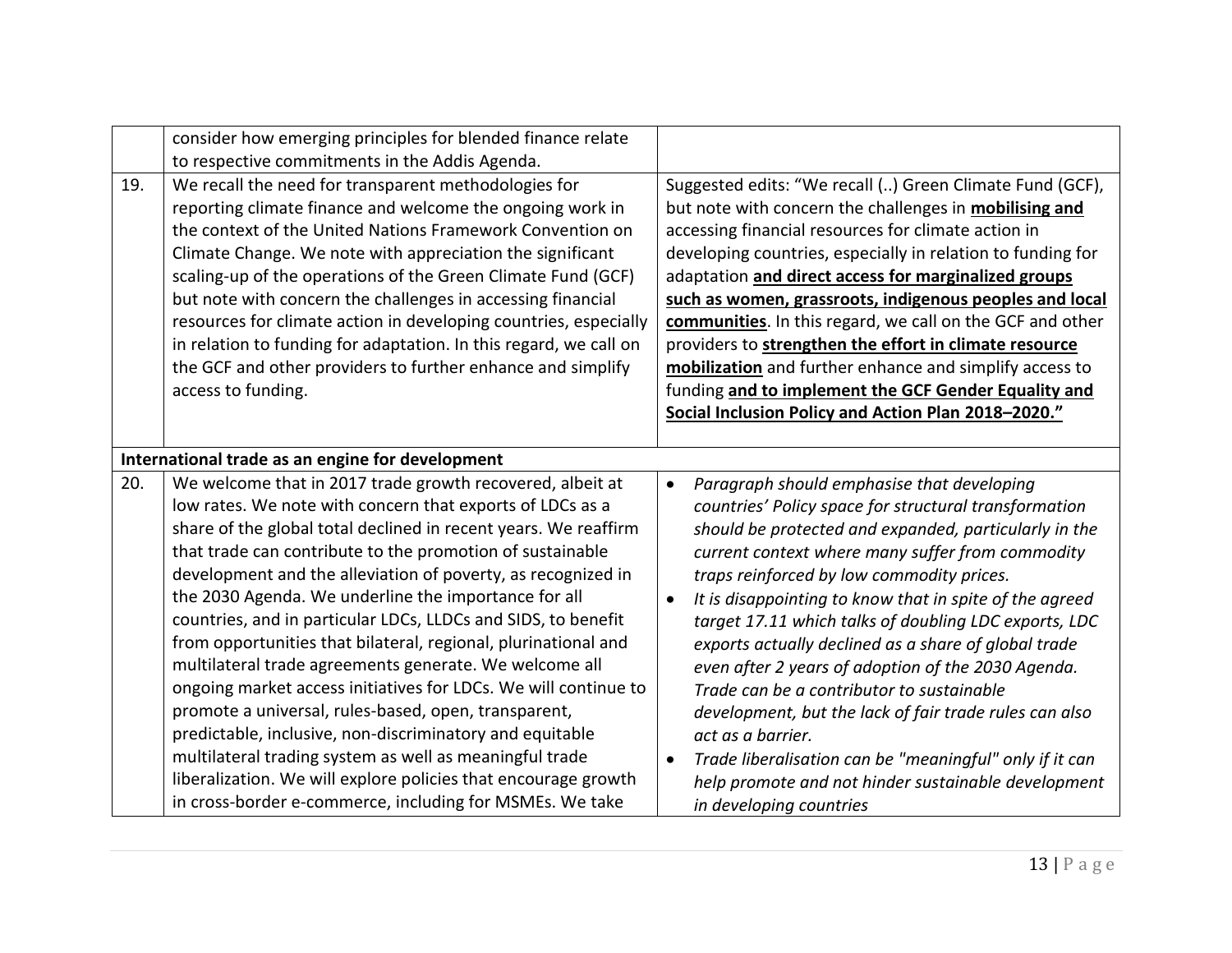| | | |
|---|---|---|
| | consider how emerging principles for blended finance relate to respective commitments in the Addis Agenda. | |
| 19. | We recall the need for transparent methodologies for reporting climate finance and welcome the ongoing work in the context of the United Nations Framework Convention on Climate Change. We note with appreciation the significant scaling-up of the operations of the Green Climate Fund (GCF) but note with concern the challenges in accessing financial resources for climate action in developing countries, especially in relation to funding for adaptation. In this regard, we call on the GCF and other providers to further enhance and simplify access to funding. | Suggested edits: "We recall (..) Green Climate Fund (GCF), but note with concern the challenges in **mobilising and** accessing financial resources for climate action in developing countries, especially in relation to funding for adaptation **and direct access for marginalized groups such as women, grassroots, indigenous peoples and local communities**. In this regard, we call on the GCF and other providers to **strengthen the effort in climate resource mobilization** and further enhance and simplify access to funding **and to implement the GCF Gender Equality and Social Inclusion Policy and Action Plan 2018–2020."** |
| **International trade as an engine for development** | | |
| 20. | We welcome that in 2017 trade growth recovered, albeit at low rates. We note with concern that exports of LDCs as a share of the global total declined in recent years. We reaffirm that trade can contribute to the promotion of sustainable development and the alleviation of poverty, as recognized in the 2030 Agenda. We underline the importance for all countries, and in particular LDCs, LLDCs and SIDS, to benefit from opportunities that bilateral, regional, plurinational and multilateral trade agreements generate. We welcome all ongoing market access initiatives for LDCs. We will continue to promote a universal, rules-based, open, transparent, predictable, inclusive, non-discriminatory and equitable multilateral trading system as well as meaningful trade liberalization. We will explore policies that encourage growth in cross-border e-commerce, including for MSMEs. We take | • *Paragraph should emphasise that developing countries' Policy space for structural transformation should be protected and expanded, particularly in the current context where many suffer from commodity traps reinforced by low commodity prices.*<br>• *It is disappointing to know that in spite of the agreed target 17.11 which talks of doubling LDC exports, LDC exports actually declined as a share of global trade even after 2 years of adoption of the 2030 Agenda. Trade can be a contributor to sustainable development, but the lack of fair trade rules can also act as a barrier.*<br>• *Trade liberalisation can be "meaningful" only if it can help promote and not hinder sustainable development in developing countries* |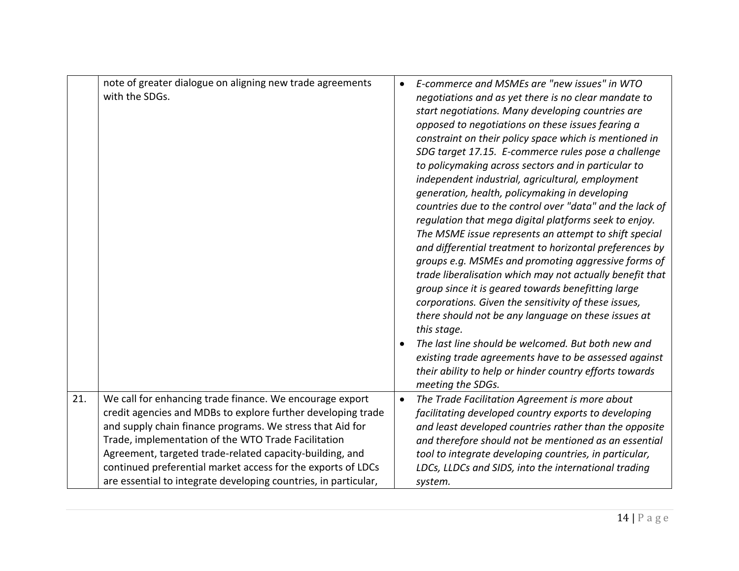|  |  |  |
|---|---|---|
|  | note of greater dialogue on aligning new trade agreements with the SDGs. | • *E-commerce and MSMEs are "new issues" in WTO negotiations and as yet there is no clear mandate to start negotiations. Many developing countries are opposed to negotiations on these issues fearing a constraint on their policy space which is mentioned in SDG target 17.15. E-commerce rules pose a challenge to policymaking across sectors and in particular to independent industrial, agricultural, employment generation, health, policymaking in developing countries due to the control over "data" and the lack of regulation that mega digital platforms seek to enjoy. The MSME issue represents an attempt to shift special and differential treatment to horizontal preferences by groups e.g. MSMEs and promoting aggressive forms of trade liberalisation which may not actually benefit that group since it is geared towards benefitting large corporations. Given the sensitivity of these issues, there should not be any language on these issues at this stage.*<br>• *The last line should be welcomed. But both new and existing trade agreements have to be assessed against their ability to help or hinder country efforts towards meeting the SDGs.* |
| 21. | We call for enhancing trade finance. We encourage export credit agencies and MDBs to explore further developing trade and supply chain finance programs. We stress that Aid for Trade, implementation of the WTO Trade Facilitation Agreement, targeted trade-related capacity-building, and continued preferential market access for the exports of LDCs are essential to integrate developing countries, in particular, | • *The Trade Facilitation Agreement is more about facilitating developed country exports to developing and least developed countries rather than the opposite and therefore should not be mentioned as an essential tool to integrate developing countries, in particular, LDCs, LLDCs and SIDS, into the international trading system.* |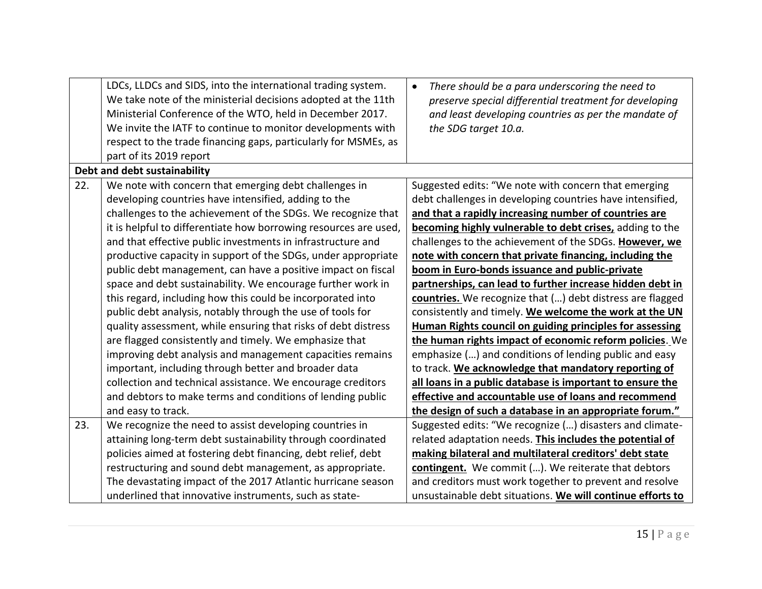| | | |
|---|---|---|
| | LDCs, LLDCs and SIDS, into the international trading system. We take note of the ministerial decisions adopted at the 11th Ministerial Conference of the WTO, held in December 2017. We invite the IATF to continue to monitor developments with respect to the trade financing gaps, particularly for MSMEs, as part of its 2019 report | • *There should be a para underscoring the need to preserve special differential treatment for developing and least developing countries as per the mandate of the SDG target 10.a.* |
| **Debt and debt sustainability** | | |
| 22. | We note with concern that emerging debt challenges in developing countries have intensified, adding to the challenges to the achievement of the SDGs. We recognize that it is helpful to differentiate how borrowing resources are used, and that effective public investments in infrastructure and productive capacity in support of the SDGs, under appropriate public debt management, can have a positive impact on fiscal space and debt sustainability. We encourage further work in this regard, including how this could be incorporated into public debt analysis, notably through the use of tools for quality assessment, while ensuring that risks of debt distress are flagged consistently and timely. We emphasize that improving debt analysis and management capacities remains important, including through better and broader data collection and technical assistance. We encourage creditors and debtors to make terms and conditions of lending public and easy to track. | Suggested edits: "We note with concern that emerging debt challenges in developing countries have intensified, **<u>and that a rapidly increasing number of countries are becoming highly vulnerable to debt crises,</u>** adding to the challenges to the achievement of the SDGs. **<u>However, we note with concern that private financing, including the boom in Euro-bonds issuance and public-private partnerships, can lead to further increase hidden debt in countries.</u>** We recognize that (…) debt distress are flagged consistently and timely. **<u>We welcome the work at the UN Human Rights council on guiding principles for assessing the human rights impact of economic reform policies</u>**. We emphasize (…) and conditions of lending public and easy to track. **<u>We acknowledge that mandatory reporting of all loans in a public database is important to ensure the effective and accountable use of loans and recommend the design of such a database in an appropriate forum."</u>** |
| 23. | We recognize the need to assist developing countries in attaining long-term debt sustainability through coordinated policies aimed at fostering debt financing, debt relief, debt restructuring and sound debt management, as appropriate. The devastating impact of the 2017 Atlantic hurricane season underlined that innovative instruments, such as state- | Suggested edits: "We recognize (…) disasters and climate-related adaptation needs. **<u>This includes the potential of making bilateral and multilateral creditors' debt state contingent.</u>** We commit (…). We reiterate that debtors and creditors must work together to prevent and resolve unsustainable debt situations. **<u>We will continue efforts to</u>** |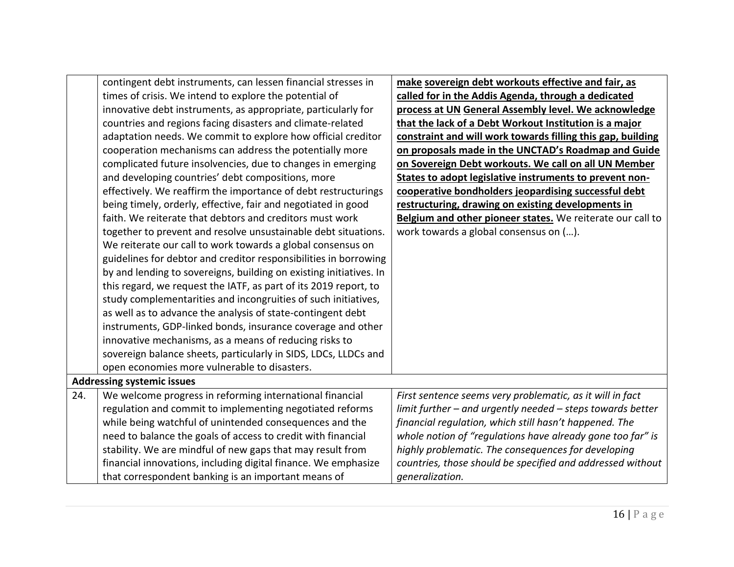| | | |
|---|---|---|
| | contingent debt instruments, can lessen financial stresses in times of crisis. We intend to explore the potential of innovative debt instruments, as appropriate, particularly for countries and regions facing disasters and climate-related adaptation needs. We commit to explore how official creditor cooperation mechanisms can address the potentially more complicated future insolvencies, due to changes in emerging and developing countries' debt compositions, more effectively. We reaffirm the importance of debt restructurings being timely, orderly, effective, fair and negotiated in good faith. We reiterate that debtors and creditors must work together to prevent and resolve unsustainable debt situations. We reiterate our call to work towards a global consensus on guidelines for debtor and creditor responsibilities in borrowing by and lending to sovereigns, building on existing initiatives. In this regard, we request the IATF, as part of its 2019 report, to study complementarities and incongruities of such initiatives, as well as to advance the analysis of state-contingent debt instruments, GDP-linked bonds, insurance coverage and other innovative mechanisms, as a means of reducing risks to sovereign balance sheets, particularly in SIDS, LDCs, LLDCs and open economies more vulnerable to disasters. | **make sovereign debt workouts effective and fair, as called for in the Addis Agenda, through a dedicated process at UN General Assembly level. We acknowledge that the lack of a Debt Workout Institution is a major constraint and will work towards filling this gap, building on proposals made in the UNCTAD's Roadmap and Guide on Sovereign Debt workouts. We call on all UN Member States to adopt legislative instruments to prevent non-cooperative bondholders jeopardising successful debt restructuring, drawing on existing developments in Belgium and other pioneer states.** We reiterate our call to work towards a global consensus on (…). |
| **Addressing systemic issues** | | |
| 24. | We welcome progress in reforming international financial regulation and commit to implementing negotiated reforms while being watchful of unintended consequences and the need to balance the goals of access to credit with financial stability. We are mindful of new gaps that may result from financial innovations, including digital finance. We emphasize that correspondent banking is an important means of | *First sentence seems very problematic, as it will in fact limit further – and urgently needed – steps towards better financial regulation, which still hasn't happened. The whole notion of "regulations have already gone too far" is highly problematic. The consequences for developing countries, those should be specified and addressed without generalization.* |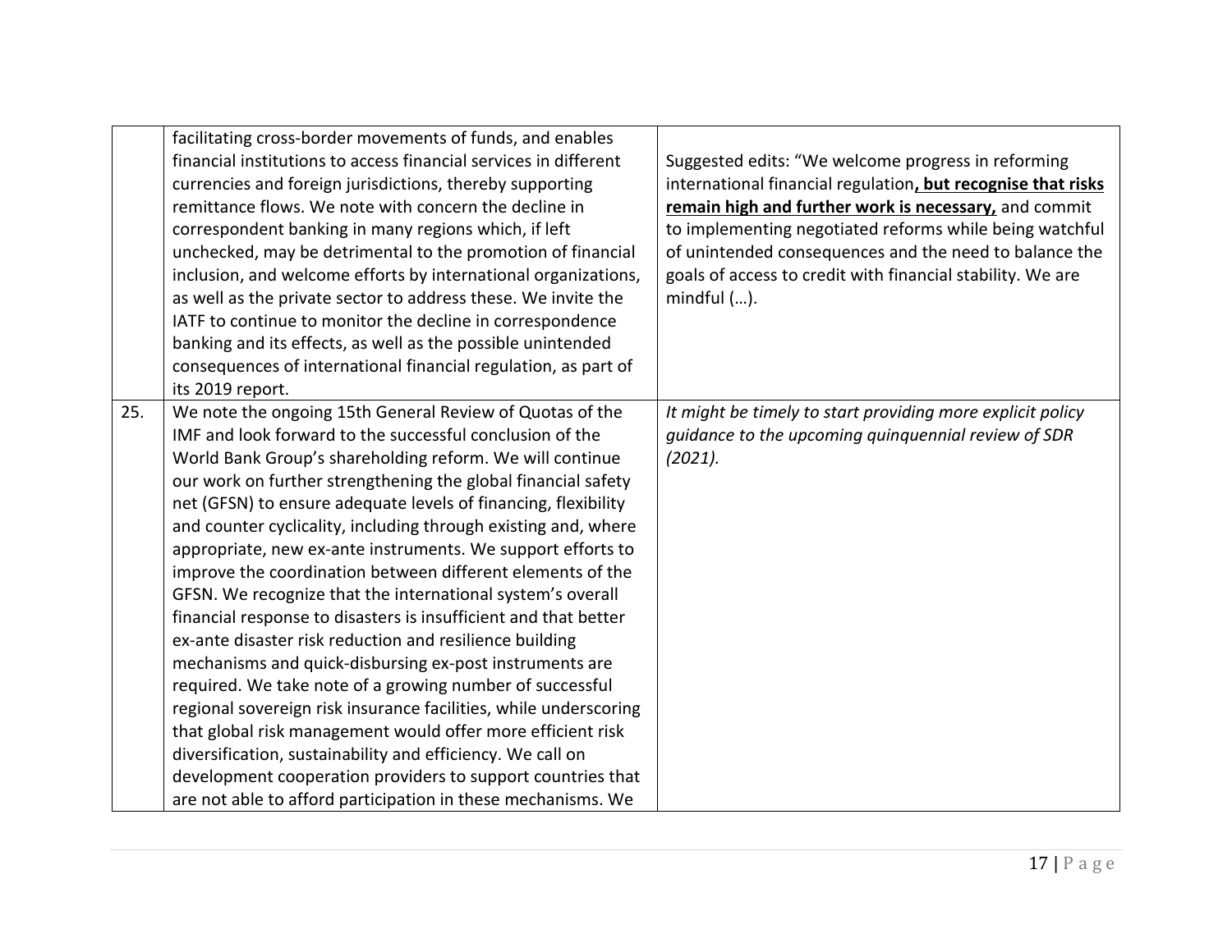|  |  |  |
|---|---|---|
|  | facilitating cross-border movements of funds, and enables financial institutions to access financial services in different currencies and foreign jurisdictions, thereby supporting remittance flows. We note with concern the decline in correspondent banking in many regions which, if left unchecked, may be detrimental to the promotion of financial inclusion, and welcome efforts by international organizations, as well as the private sector to address these. We invite the IATF to continue to monitor the decline in correspondence banking and its effects, as well as the possible unintended consequences of international financial regulation, as part of its 2019 report. | Suggested edits: "We welcome progress in reforming international financial regulation**, but recognise that risks remain high and further work is necessary,** and commit to implementing negotiated reforms while being watchful of unintended consequences and the need to balance the goals of access to credit with financial stability. We are mindful (…). |
| 25. | We note the ongoing 15th General Review of Quotas of the IMF and look forward to the successful conclusion of the World Bank Group's shareholding reform. We will continue our work on further strengthening the global financial safety net (GFSN) to ensure adequate levels of financing, flexibility and counter cyclicality, including through existing and, where appropriate, new ex-ante instruments. We support efforts to improve the coordination between different elements of the GFSN. We recognize that the international system's overall financial response to disasters is insufficient and that better ex-ante disaster risk reduction and resilience building mechanisms and quick-disbursing ex-post instruments are required. We take note of a growing number of successful regional sovereign risk insurance facilities, while underscoring that global risk management would offer more efficient risk diversification, sustainability and efficiency. We call on development cooperation providers to support countries that are not able to afford participation in these mechanisms. We | *It might be timely to start providing more explicit policy guidance to the upcoming quinquennial review of SDR (2021).* |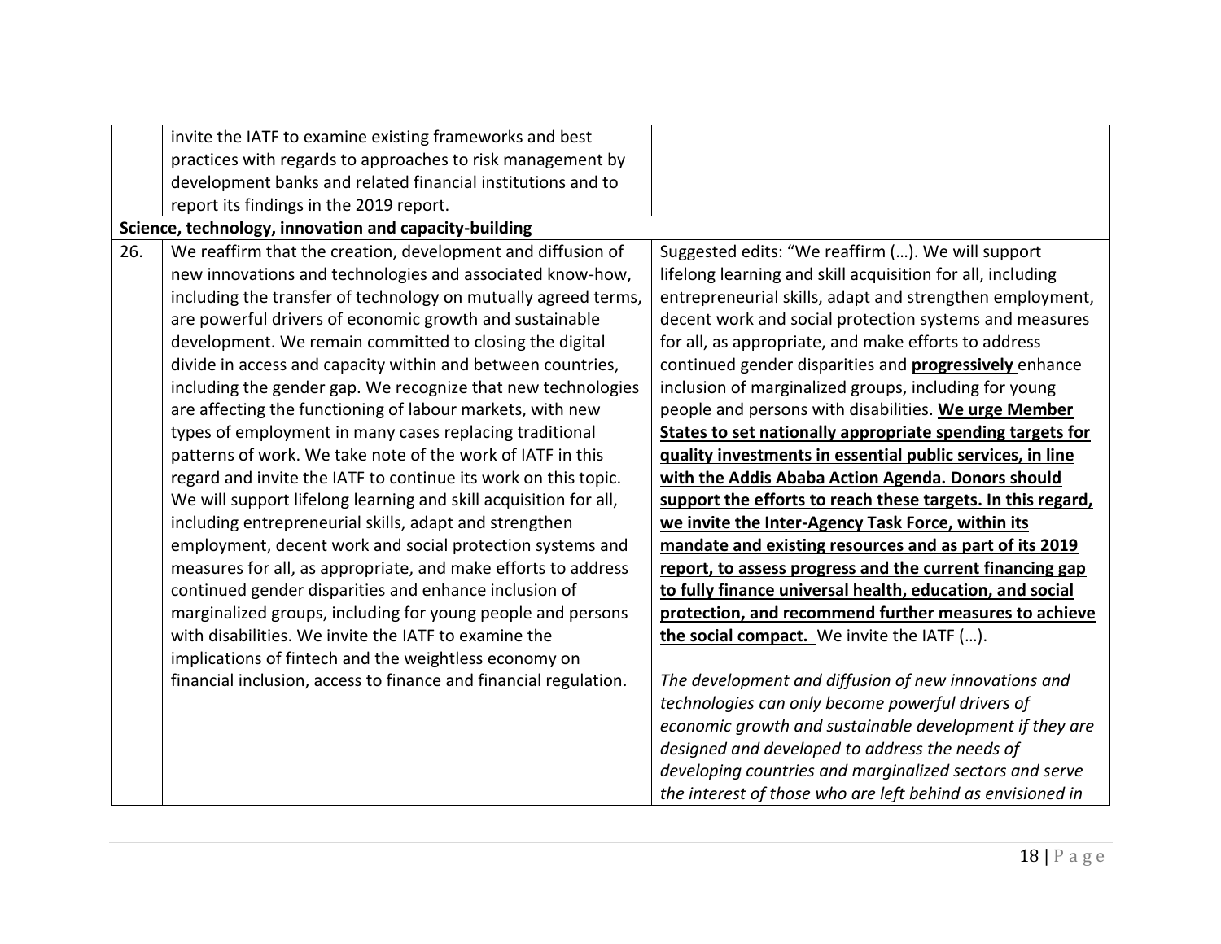| | | |
|---|---|---|
| | invite the IATF to examine existing frameworks and best practices with regards to approaches to risk management by development banks and related financial institutions and to report its findings in the 2019 report. | |
| **Science, technology, innovation and capacity-building** | | |
| 26. | We reaffirm that the creation, development and diffusion of new innovations and technologies and associated know-how, including the transfer of technology on mutually agreed terms, are powerful drivers of economic growth and sustainable development. We remain committed to closing the digital divide in access and capacity within and between countries, including the gender gap. We recognize that new technologies are affecting the functioning of labour markets, with new types of employment in many cases replacing traditional patterns of work. We take note of the work of IATF in this regard and invite the IATF to continue its work on this topic. We will support lifelong learning and skill acquisition for all, including entrepreneurial skills, adapt and strengthen employment, decent work and social protection systems and measures for all, as appropriate, and make efforts to address continued gender disparities and enhance inclusion of marginalized groups, including for young people and persons with disabilities. We invite the IATF to examine the implications of fintech and the weightless economy on financial inclusion, access to finance and financial regulation. | Suggested edits: "We reaffirm (…). We will support lifelong learning and skill acquisition for all, including entrepreneurial skills, adapt and strengthen employment, decent work and social protection systems and measures for all, as appropriate, and make efforts to address continued gender disparities and **progressively** enhance inclusion of marginalized groups, including for young people and persons with disabilities. **We urge Member States to set nationally appropriate spending targets for quality investments in essential public services, in line with the Addis Ababa Action Agenda. Donors should support the efforts to reach these targets. In this regard, we invite the Inter-Agency Task Force, within its mandate and existing resources and as part of its 2019 report, to assess progress and the current financing gap to fully finance universal health, education, and social protection, and recommend further measures to achieve the social compact.** We invite the IATF (…).<br><br>*The development and diffusion of new innovations and technologies can only become powerful drivers of economic growth and sustainable development if they are designed and developed to address the needs of developing countries and marginalized sectors and serve the interest of those who are left behind as envisioned in* |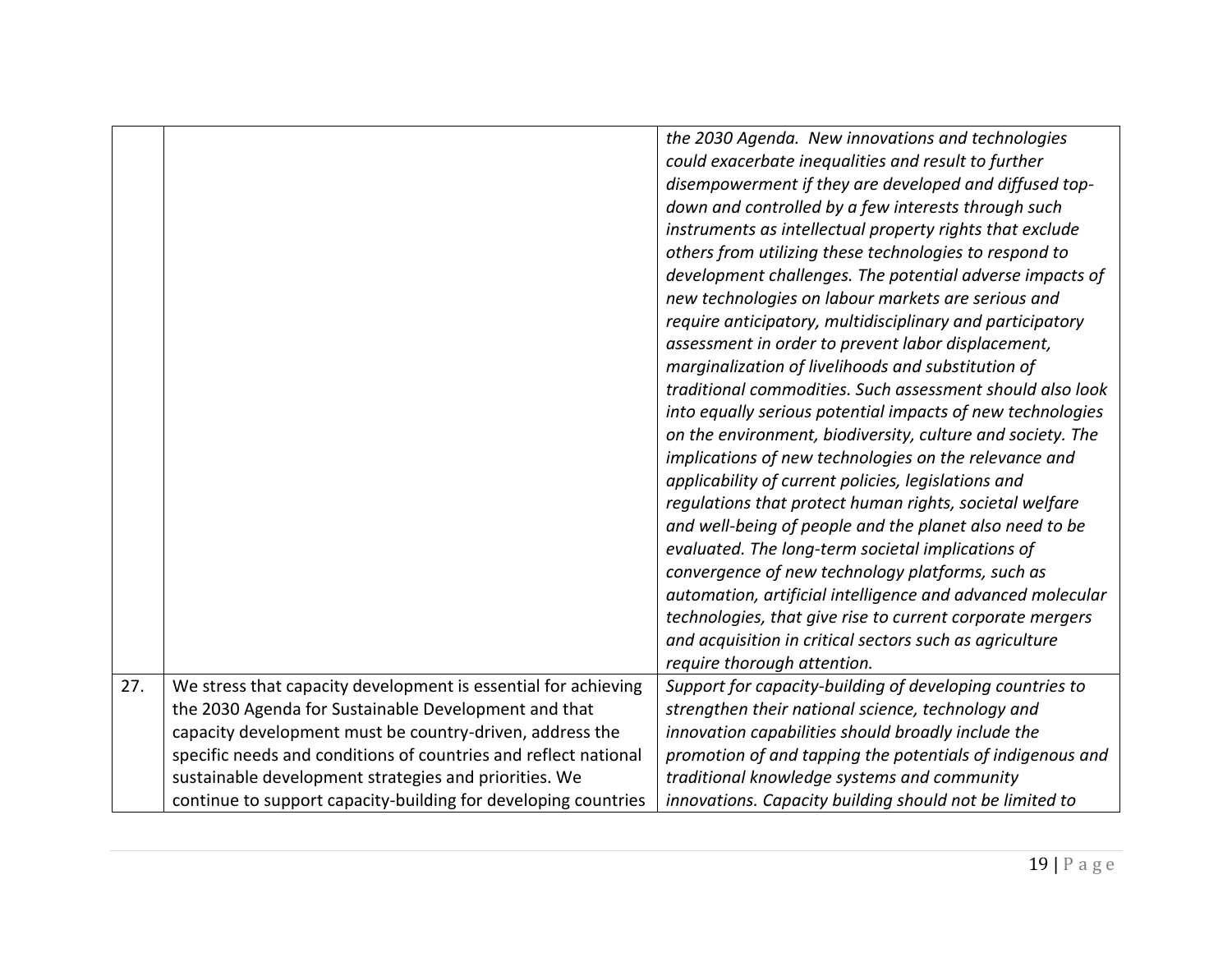| | | |
|---|---|---|
| | | *the 2030 Agenda. New innovations and technologies could exacerbate inequalities and result to further disempowerment if they are developed and diffused top-down and controlled by a few interests through such instruments as intellectual property rights that exclude others from utilizing these technologies to respond to development challenges. The potential adverse impacts of new technologies on labour markets are serious and require anticipatory, multidisciplinary and participatory assessment in order to prevent labor displacement, marginalization of livelihoods and substitution of traditional commodities. Such assessment should also look into equally serious potential impacts of new technologies on the environment, biodiversity, culture and society. The implications of new technologies on the relevance and applicability of current policies, legislations and regulations that protect human rights, societal welfare and well-being of people and the planet also need to be evaluated. The long-term societal implications of convergence of new technology platforms, such as automation, artificial intelligence and advanced molecular technologies, that give rise to current corporate mergers and acquisition in critical sectors such as agriculture require thorough attention.* |
| 27. | We stress that capacity development is essential for achieving the 2030 Agenda for Sustainable Development and that capacity development must be country-driven, address the specific needs and conditions of countries and reflect national sustainable development strategies and priorities. We continue to support capacity-building for developing countries | *Support for capacity-building of developing countries to strengthen their national science, technology and innovation capabilities should broadly include the promotion of and tapping the potentials of indigenous and traditional knowledge systems and community innovations. Capacity building should not be limited to* |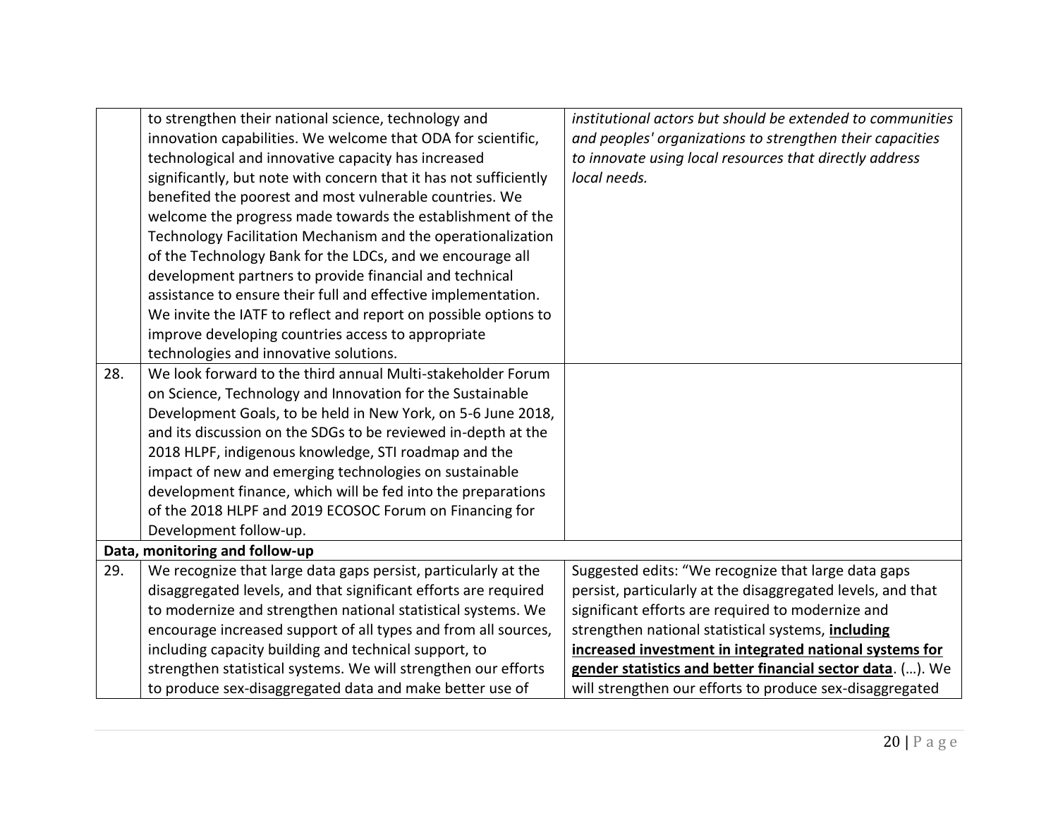|  |  |  |
|---|---|---|
|  | to strengthen their national science, technology and innovation capabilities. We welcome that ODA for scientific, technological and innovative capacity has increased significantly, but note with concern that it has not sufficiently benefited the poorest and most vulnerable countries. We welcome the progress made towards the establishment of the Technology Facilitation Mechanism and the operationalization of the Technology Bank for the LDCs, and we encourage all development partners to provide financial and technical assistance to ensure their full and effective implementation. We invite the IATF to reflect and report on possible options to improve developing countries access to appropriate technologies and innovative solutions. | *institutional actors but should be extended to communities and peoples' organizations to strengthen their capacities to innovate using local resources that directly address local needs.* |
| 28. | We look forward to the third annual Multi-stakeholder Forum on Science, Technology and Innovation for the Sustainable Development Goals, to be held in New York, on 5-6 June 2018, and its discussion on the SDGs to be reviewed in-depth at the 2018 HLPF, indigenous knowledge, STI roadmap and the impact of new and emerging technologies on sustainable development finance, which will be fed into the preparations of the 2018 HLPF and 2019 ECOSOC Forum on Financing for Development follow-up. |  |
| **Data, monitoring and follow-up** |  |  |
| 29. | We recognize that large data gaps persist, particularly at the disaggregated levels, and that significant efforts are required to modernize and strengthen national statistical systems. We encourage increased support of all types and from all sources, including capacity building and technical support, to strengthen statistical systems. We will strengthen our efforts to produce sex-disaggregated data and make better use of | Suggested edits: "We recognize that large data gaps persist, particularly at the disaggregated levels, and that significant efforts are required to modernize and strengthen national statistical systems, **including increased investment in integrated national systems for gender statistics and better financial sector data**. (…). We will strengthen our efforts to produce sex-disaggregated |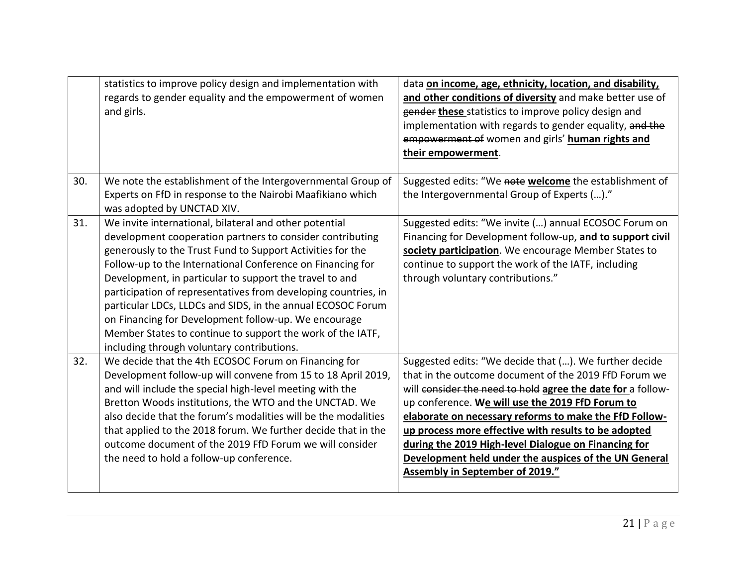|  | statistics to improve policy design and implementation with regards to gender equality and the empowerment of women and girls. | data **<u>on income, age, ethnicity, location, and disability, and other conditions of diversity</u>** and make better use of ~~gender~~ **<u>these</u>** statistics to improve policy design and implementation with regards to gender equality, ~~and the empowerment of~~ women and girls' **<u>human rights and their empowerment</u>**. |
|---|---|---|
| 30. | We note the establishment of the Intergovernmental Group of Experts on FfD in response to the Nairobi Maafikiano which was adopted by UNCTAD XIV. | Suggested edits: "We ~~note~~ **<u>welcome</u>** the establishment of the Intergovernmental Group of Experts (…)." |
| 31. | We invite international, bilateral and other potential development cooperation partners to consider contributing generously to the Trust Fund to Support Activities for the Follow-up to the International Conference on Financing for Development, in particular to support the travel to and participation of representatives from developing countries, in particular LDCs, LLDCs and SIDS, in the annual ECOSOC Forum on Financing for Development follow-up. We encourage Member States to continue to support the work of the IATF, including through voluntary contributions. | Suggested edits: "We invite (…) annual ECOSOC Forum on Financing for Development follow-up, **<u>and to support civil society participation</u>**. We encourage Member States to continue to support the work of the IATF, including through voluntary contributions." |
| 32. | We decide that the 4th ECOSOC Forum on Financing for Development follow-up will convene from 15 to 18 April 2019, and will include the special high-level meeting with the Bretton Woods institutions, the WTO and the UNCTAD. We also decide that the forum's modalities will be the modalities that applied to the 2018 forum. We further decide that in the outcome document of the 2019 FfD Forum we will consider the need to hold a follow-up conference. | Suggested edits: "We decide that (…). We further decide that in the outcome document of the 2019 FfD Forum we will ~~consider the need to hold~~ **<u>agree the date for</u>** a follow-up conference. **<u>We will use the 2019 FfD Forum to elaborate on necessary reforms to make the FfD Follow-up process more effective with results to be adopted during the 2019 High-level Dialogue on Financing for Development held under the auspices of the UN General Assembly in September of 2019."</u>** |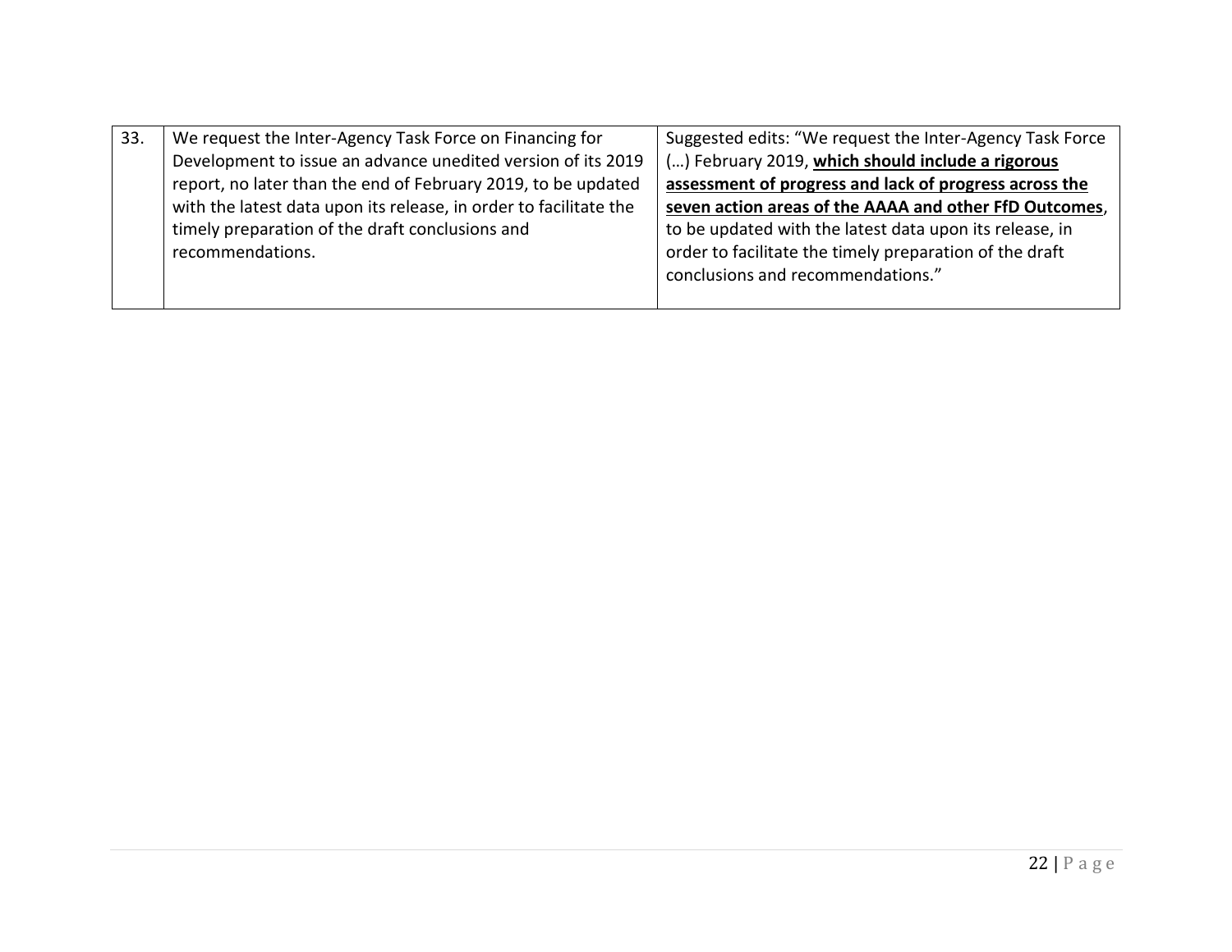| | | |
|---|---|---|
| 33. | We request the Inter-Agency Task Force on Financing for Development to issue an advance unedited version of its 2019 report, no later than the end of February 2019, to be updated with the latest data upon its release, in order to facilitate the timely preparation of the draft conclusions and recommendations. | Suggested edits: "We request the Inter-Agency Task Force (…) February 2019, **<u>which should include a rigorous assessment of progress and lack of progress across the seven action areas of the AAAA and other FfD Outcomes</u>**, to be updated with the latest data upon its release, in order to facilitate the timely preparation of the draft conclusions and recommendations." |